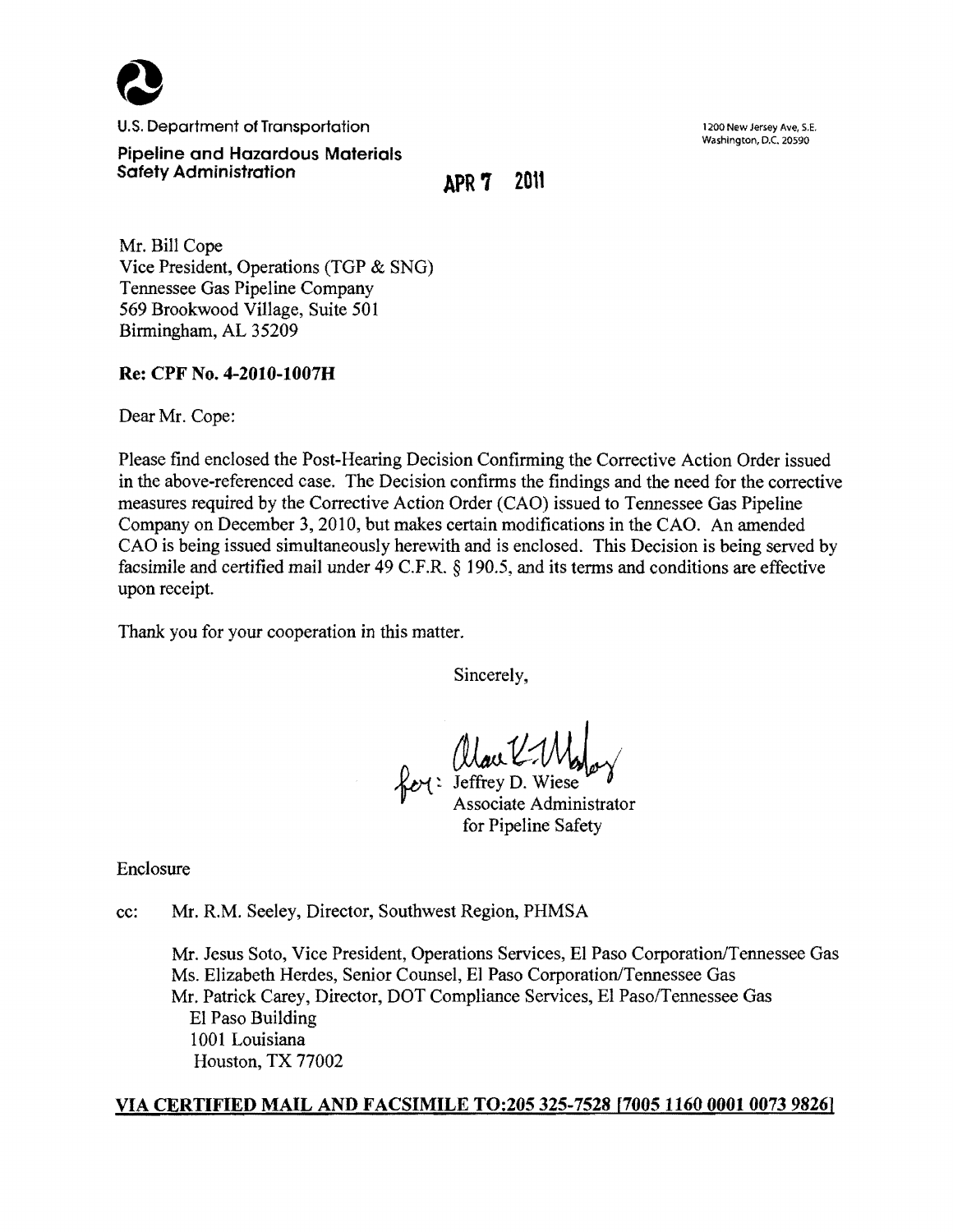U.S. Department of Transportation

**Pipeline and Hazardous Materials Safety Administration**

1200 New Jersey Ave, S.E.
Washington, D.C. 20590

**APR 7 2011**

Mr. Bill Cope
Vice President, Operations (TGP & SNG)
Tennessee Gas Pipeline Company
569 Brookwood Village, Suite 501
Birmingham, AL 35209

**Re: CPF No. 4-2010-1007H**

Dear Mr. Cope:

Please find enclosed the Post-Hearing Decision Confirming the Corrective Action Order issued in the above-referenced case. The Decision confirms the findings and the need for the corrective measures required by the Corrective Action Order (CAO) issued to Tennessee Gas Pipeline Company on December 3, 2010, but makes certain modifications in the CAO. An amended CAO is being issued simultaneously herewith and is enclosed. This Decision is being served by facsimile and certified mail under 49 C.F.R. § 190.5, and its terms and conditions are effective upon receipt.

Thank you for your cooperation in this matter.

Sincerely,

for: Jeffrey D. Wiese
Associate Administrator
for Pipeline Safety

Enclosure

cc: Mr. R.M. Seeley, Director, Southwest Region, PHMSA

Mr. Jesus Soto, Vice President, Operations Services, El Paso Corporation/Tennessee Gas
Ms. Elizabeth Herdes, Senior Counsel, El Paso Corporation/Tennessee Gas
Mr. Patrick Carey, Director, DOT Compliance Services, El Paso/Tennessee Gas
El Paso Building
1001 Louisiana
Houston, TX 77002

**VIA CERTIFIED MAIL AND FACSIMILE TO:205 325-7528 [7005 1160 0001 0073 9826]**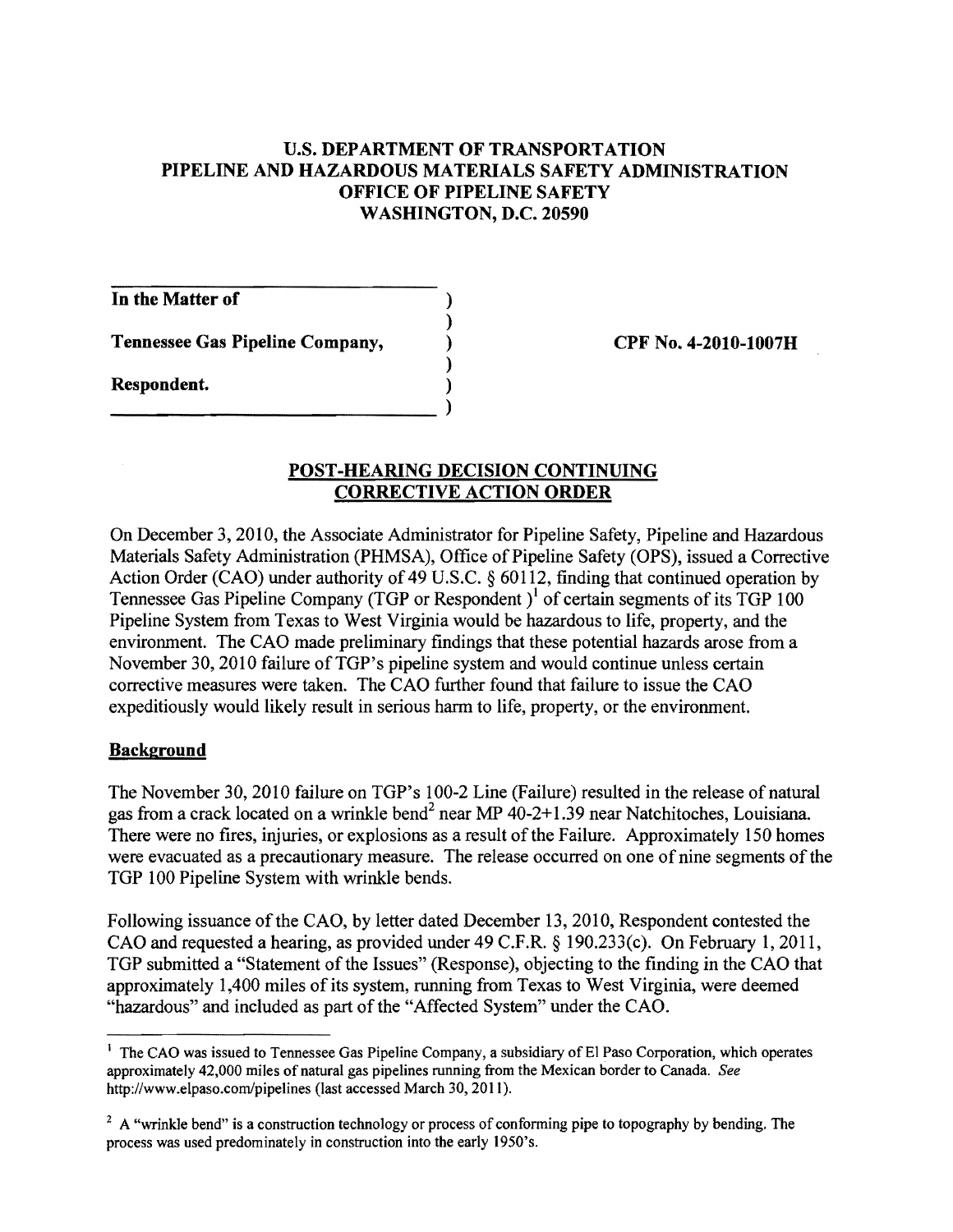**U.S. DEPARTMENT OF TRANSPORTATION**
**PIPELINE AND HAZARDOUS MATERIALS SAFETY ADMINISTRATION**
**OFFICE OF PIPELINE SAFETY**
**WASHINGTON, D.C. 20590**

| | | |
|---|---|---|
| **In the Matter of** | ) | |
| | ) | |
| **Tennessee Gas Pipeline Company,** | ) | **CPF No. 4-2010-1007H** |
| | ) | |
| **Respondent.** | ) | |
| | ) | |

## POST-HEARING DECISION CONTINUING CORRECTIVE ACTION ORDER

On December 3, 2010, the Associate Administrator for Pipeline Safety, Pipeline and Hazardous Materials Safety Administration (PHMSA), Office of Pipeline Safety (OPS), issued a Corrective Action Order (CAO) under authority of 49 U.S.C. § 60112, finding that continued operation by Tennessee Gas Pipeline Company (TGP or Respondent )[1] of certain segments of its TGP 100 Pipeline System from Texas to West Virginia would be hazardous to life, property, and the environment. The CAO made preliminary findings that these potential hazards arose from a November 30, 2010 failure of TGP's pipeline system and would continue unless certain corrective measures were taken. The CAO further found that failure to issue the CAO expeditiously would likely result in serious harm to life, property, or the environment.

### Background

The November 30, 2010 failure on TGP's 100-2 Line (Failure) resulted in the release of natural gas from a crack located on a wrinkle bend[2] near MP 40-2+1.39 near Natchitoches, Louisiana. There were no fires, injuries, or explosions as a result of the Failure. Approximately 150 homes were evacuated as a precautionary measure. The release occurred on one of nine segments of the TGP 100 Pipeline System with wrinkle bends.

Following issuance of the CAO, by letter dated December 13, 2010, Respondent contested the CAO and requested a hearing, as provided under 49 C.F.R. § 190.233(c). On February 1, 2011, TGP submitted a "Statement of the Issues" (Response), objecting to the finding in the CAO that approximately 1,400 miles of its system, running from Texas to West Virginia, were deemed "hazardous" and included as part of the "Affected System" under the CAO.

---

[1] The CAO was issued to Tennessee Gas Pipeline Company, a subsidiary of El Paso Corporation, which operates approximately 42,000 miles of natural gas pipelines running from the Mexican border to Canada. *See* http://www.elpaso.com/pipelines (last accessed March 30, 2011).

[2] A "wrinkle bend" is a construction technology or process of conforming pipe to topography by bending. The process was used predominately in construction into the early 1950's.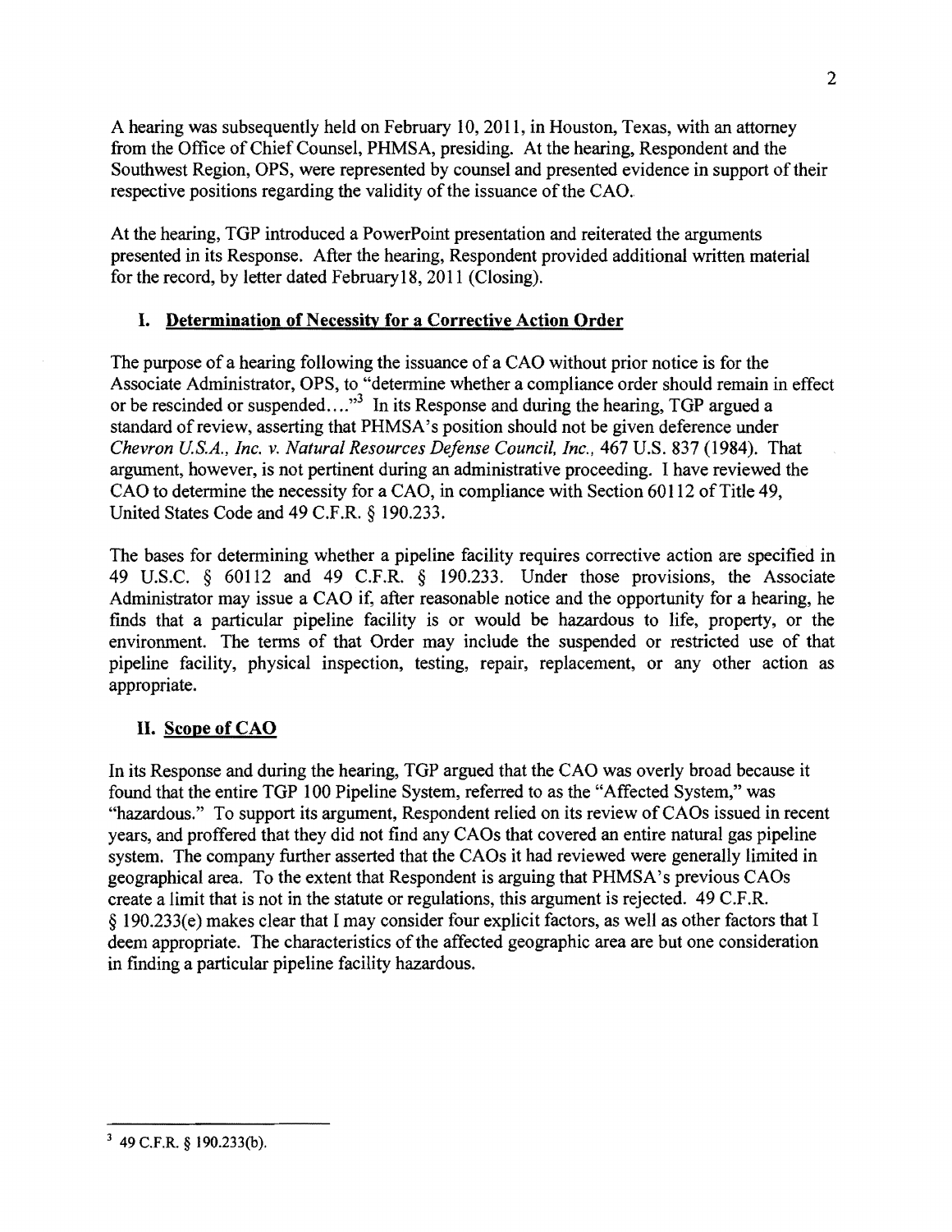A hearing was subsequently held on February 10, 2011, in Houston, Texas, with an attorney from the Office of Chief Counsel, PHMSA, presiding. At the hearing, Respondent and the Southwest Region, OPS, were represented by counsel and presented evidence in support of their respective positions regarding the validity of the issuance of the CAO.

At the hearing, TGP introduced a PowerPoint presentation and reiterated the arguments presented in its Response. After the hearing, Respondent provided additional written material for the record, by letter dated February18, 2011 (Closing).

## I. Determination of Necessity for a Corrective Action Order

The purpose of a hearing following the issuance of a CAO without prior notice is for the Associate Administrator, OPS, to "determine whether a compliance order should remain in effect or be rescinded or suspended...."[3] In its Response and during the hearing, TGP argued a standard of review, asserting that PHMSA's position should not be given deference under *Chevron U.S.A., Inc. v. Natural Resources Defense Council, Inc.*, 467 U.S. 837 (1984). That argument, however, is not pertinent during an administrative proceeding. I have reviewed the CAO to determine the necessity for a CAO, in compliance with Section 60112 of Title 49, United States Code and 49 C.F.R. § 190.233.

The bases for determining whether a pipeline facility requires corrective action are specified in 49 U.S.C. § 60112 and 49 C.F.R. § 190.233. Under those provisions, the Associate Administrator may issue a CAO if, after reasonable notice and the opportunity for a hearing, he finds that a particular pipeline facility is or would be hazardous to life, property, or the environment. The terms of that Order may include the suspended or restricted use of that pipeline facility, physical inspection, testing, repair, replacement, or any other action as appropriate.

## II. Scope of CAO

In its Response and during the hearing, TGP argued that the CAO was overly broad because it found that the entire TGP 100 Pipeline System, referred to as the "Affected System," was "hazardous." To support its argument, Respondent relied on its review of CAOs issued in recent years, and proffered that they did not find any CAOs that covered an entire natural gas pipeline system. The company further asserted that the CAOs it had reviewed were generally limited in geographical area. To the extent that Respondent is arguing that PHMSA's previous CAOs create a limit that is not in the statute or regulations, this argument is rejected. 49 C.F.R. § 190.233(e) makes clear that I may consider four explicit factors, as well as other factors that I deem appropriate. The characteristics of the affected geographic area are but one consideration in finding a particular pipeline facility hazardous.

[3] 49 C.F.R. § 190.233(b).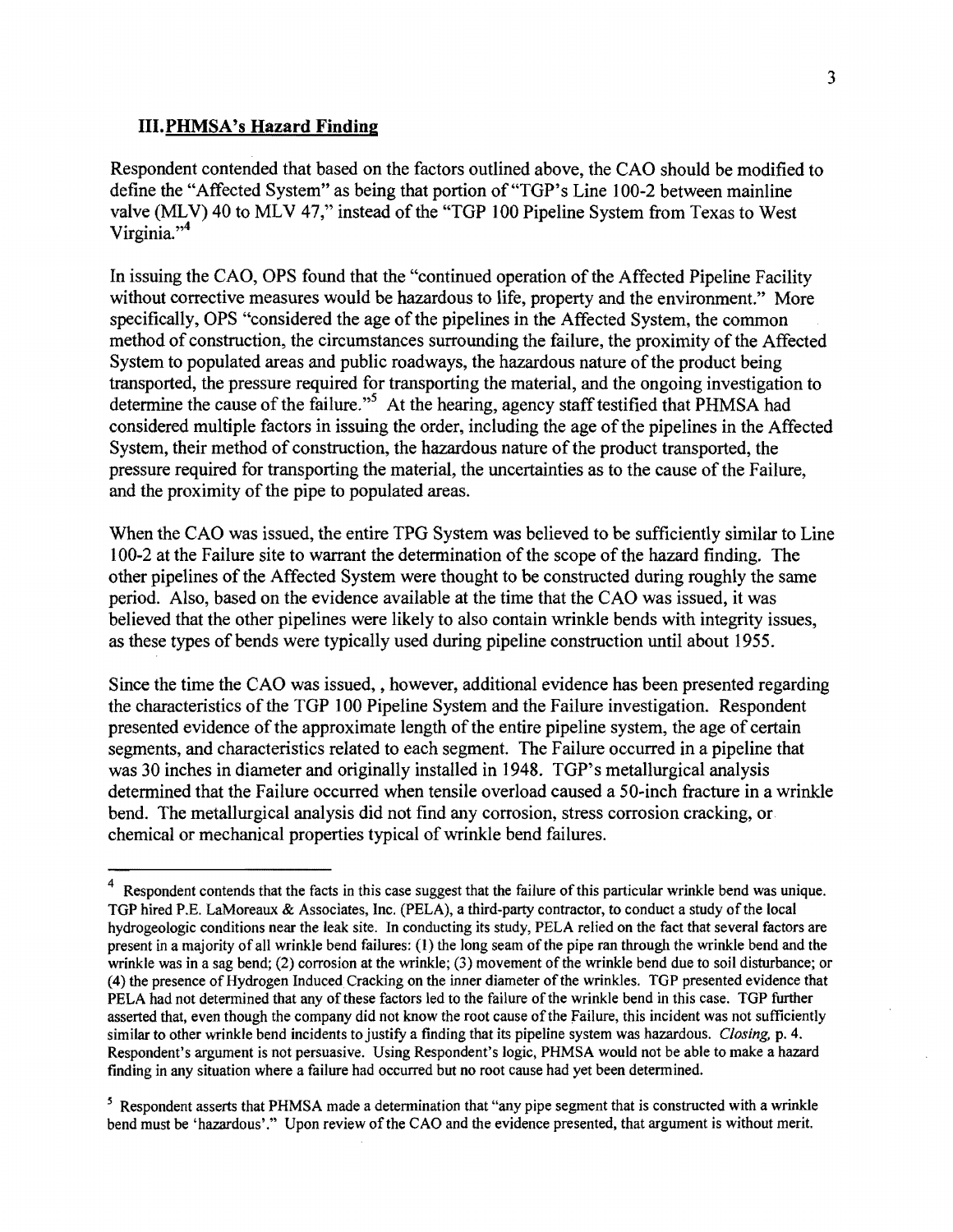### III. PHMSA's Hazard Finding

Respondent contended that based on the factors outlined above, the CAO should be modified to define the "Affected System" as being that portion of "TGP's Line 100-2 between mainline valve (MLV) 40 to MLV 47," instead of the "TGP 100 Pipeline System from Texas to West Virginia."[4]

In issuing the CAO, OPS found that the "continued operation of the Affected Pipeline Facility without corrective measures would be hazardous to life, property and the environment." More specifically, OPS "considered the age of the pipelines in the Affected System, the common method of construction, the circumstances surrounding the failure, the proximity of the Affected System to populated areas and public roadways, the hazardous nature of the product being transported, the pressure required for transporting the material, and the ongoing investigation to determine the cause of the failure."[5] At the hearing, agency staff testified that PHMSA had considered multiple factors in issuing the order, including the age of the pipelines in the Affected System, their method of construction, the hazardous nature of the product transported, the pressure required for transporting the material, the uncertainties as to the cause of the Failure, and the proximity of the pipe to populated areas.

When the CAO was issued, the entire TPG System was believed to be sufficiently similar to Line 100-2 at the Failure site to warrant the determination of the scope of the hazard finding. The other pipelines of the Affected System were thought to be constructed during roughly the same period. Also, based on the evidence available at the time that the CAO was issued, it was believed that the other pipelines were likely to also contain wrinkle bends with integrity issues, as these types of bends were typically used during pipeline construction until about 1955.

Since the time the CAO was issued, , however, additional evidence has been presented regarding the characteristics of the TGP 100 Pipeline System and the Failure investigation. Respondent presented evidence of the approximate length of the entire pipeline system, the age of certain segments, and characteristics related to each segment. The Failure occurred in a pipeline that was 30 inches in diameter and originally installed in 1948. TGP's metallurgical analysis determined that the Failure occurred when tensile overload caused a 50-inch fracture in a wrinkle bend. The metallurgical analysis did not find any corrosion, stress corrosion cracking, or chemical or mechanical properties typical of wrinkle bend failures.

---

[4] Respondent contends that the facts in this case suggest that the failure of this particular wrinkle bend was unique. TGP hired P.E. LaMoreaux & Associates, Inc. (PELA), a third-party contractor, to conduct a study of the local hydrogeologic conditions near the leak site. In conducting its study, PELA relied on the fact that several factors are present in a majority of all wrinkle bend failures: (1) the long seam of the pipe ran through the wrinkle bend and the wrinkle was in a sag bend; (2) corrosion at the wrinkle; (3) movement of the wrinkle bend due to soil disturbance; or (4) the presence of Hydrogen Induced Cracking on the inner diameter of the wrinkles. TGP presented evidence that PELA had not determined that any of these factors led to the failure of the wrinkle bend in this case. TGP further asserted that, even though the company did not know the root cause of the Failure, this incident was not sufficiently similar to other wrinkle bend incidents to justify a finding that its pipeline system was hazardous. *Closing*, p. 4. Respondent's argument is not persuasive. Using Respondent's logic, PHMSA would not be able to make a hazard finding in any situation where a failure had occurred but no root cause had yet been determined.

[5] Respondent asserts that PHMSA made a determination that "any pipe segment that is constructed with a wrinkle bend must be 'hazardous'." Upon review of the CAO and the evidence presented, that argument is without merit.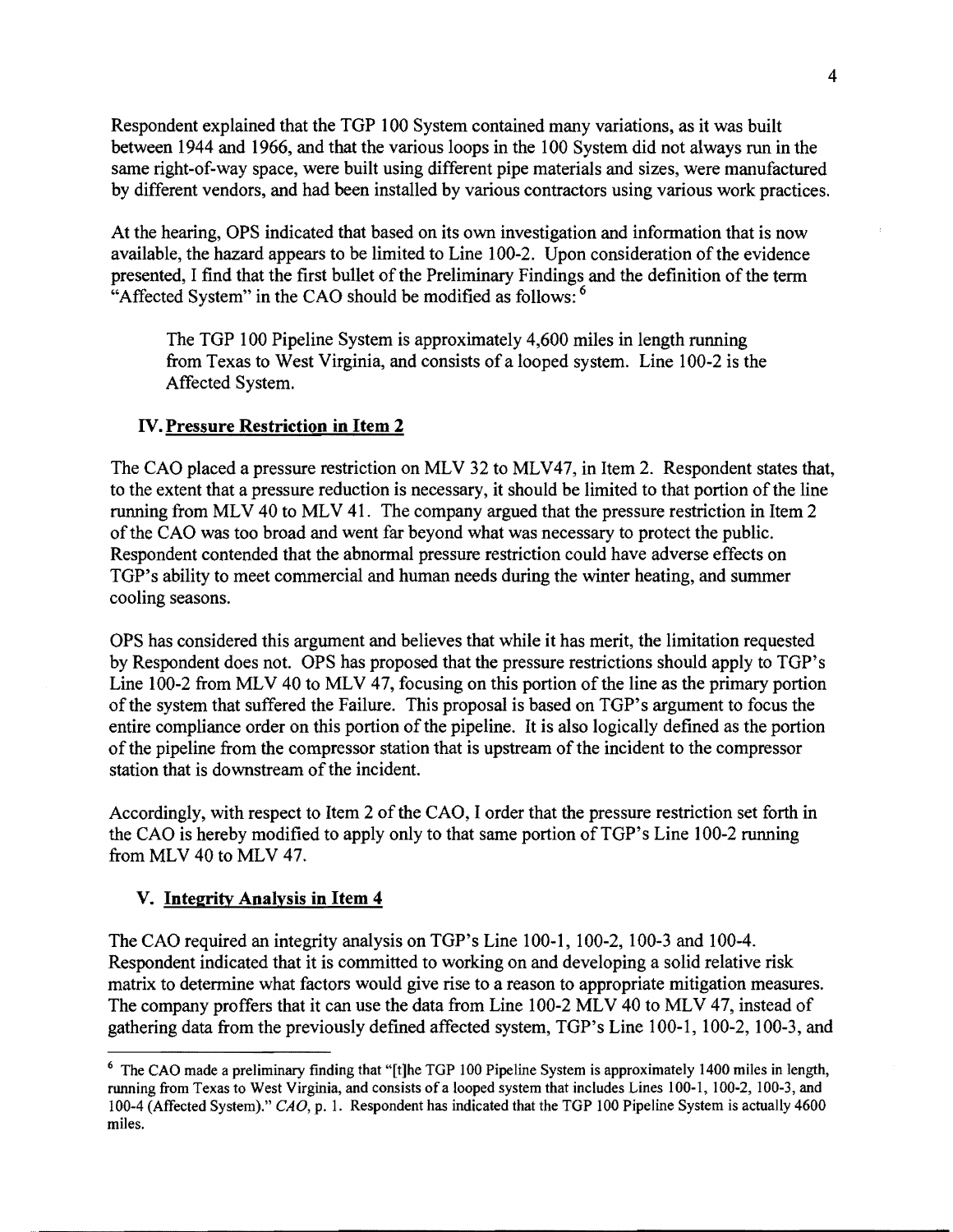Respondent explained that the TGP 100 System contained many variations, as it was built between 1944 and 1966, and that the various loops in the 100 System did not always run in the same right-of-way space, were built using different pipe materials and sizes, were manufactured by different vendors, and had been installed by various contractors using various work practices.

At the hearing, OPS indicated that based on its own investigation and information that is now available, the hazard appears to be limited to Line 100-2. Upon consideration of the evidence presented, I find that the first bullet of the Preliminary Findings and the definition of the term "Affected System" in the CAO should be modified as follows: [6]

> The TGP 100 Pipeline System is approximately 4,600 miles in length running from Texas to West Virginia, and consists of a looped system. Line 100-2 is the Affected System.

## IV. Pressure Restriction in Item 2

The CAO placed a pressure restriction on MLV 32 to MLV47, in Item 2. Respondent states that, to the extent that a pressure reduction is necessary, it should be limited to that portion of the line running from MLV 40 to MLV 41. The company argued that the pressure restriction in Item 2 of the CAO was too broad and went far beyond what was necessary to protect the public. Respondent contended that the abnormal pressure restriction could have adverse effects on TGP's ability to meet commercial and human needs during the winter heating, and summer cooling seasons.

OPS has considered this argument and believes that while it has merit, the limitation requested by Respondent does not. OPS has proposed that the pressure restrictions should apply to TGP's Line 100-2 from MLV 40 to MLV 47, focusing on this portion of the line as the primary portion of the system that suffered the Failure. This proposal is based on TGP's argument to focus the entire compliance order on this portion of the pipeline. It is also logically defined as the portion of the pipeline from the compressor station that is upstream of the incident to the compressor station that is downstream of the incident.

Accordingly, with respect to Item 2 of the CAO, I order that the pressure restriction set forth in the CAO is hereby modified to apply only to that same portion of TGP's Line 100-2 running from MLV 40 to MLV 47.

## V. Integrity Analysis in Item 4

The CAO required an integrity analysis on TGP's Line 100-1, 100-2, 100-3 and 100-4. Respondent indicated that it is committed to working on and developing a solid relative risk matrix to determine what factors would give rise to a reason to appropriate mitigation measures. The company proffers that it can use the data from Line 100-2 MLV 40 to MLV 47, instead of gathering data from the previously defined affected system, TGP's Line 100-1, 100-2, 100-3, and

---

[6] The CAO made a preliminary finding that "[t]he TGP 100 Pipeline System is approximately 1400 miles in length, running from Texas to West Virginia, and consists of a looped system that includes Lines 100-1, 100-2, 100-3, and 100-4 (Affected System)." *CAO*, p. 1. Respondent has indicated that the TGP 100 Pipeline System is actually 4600 miles.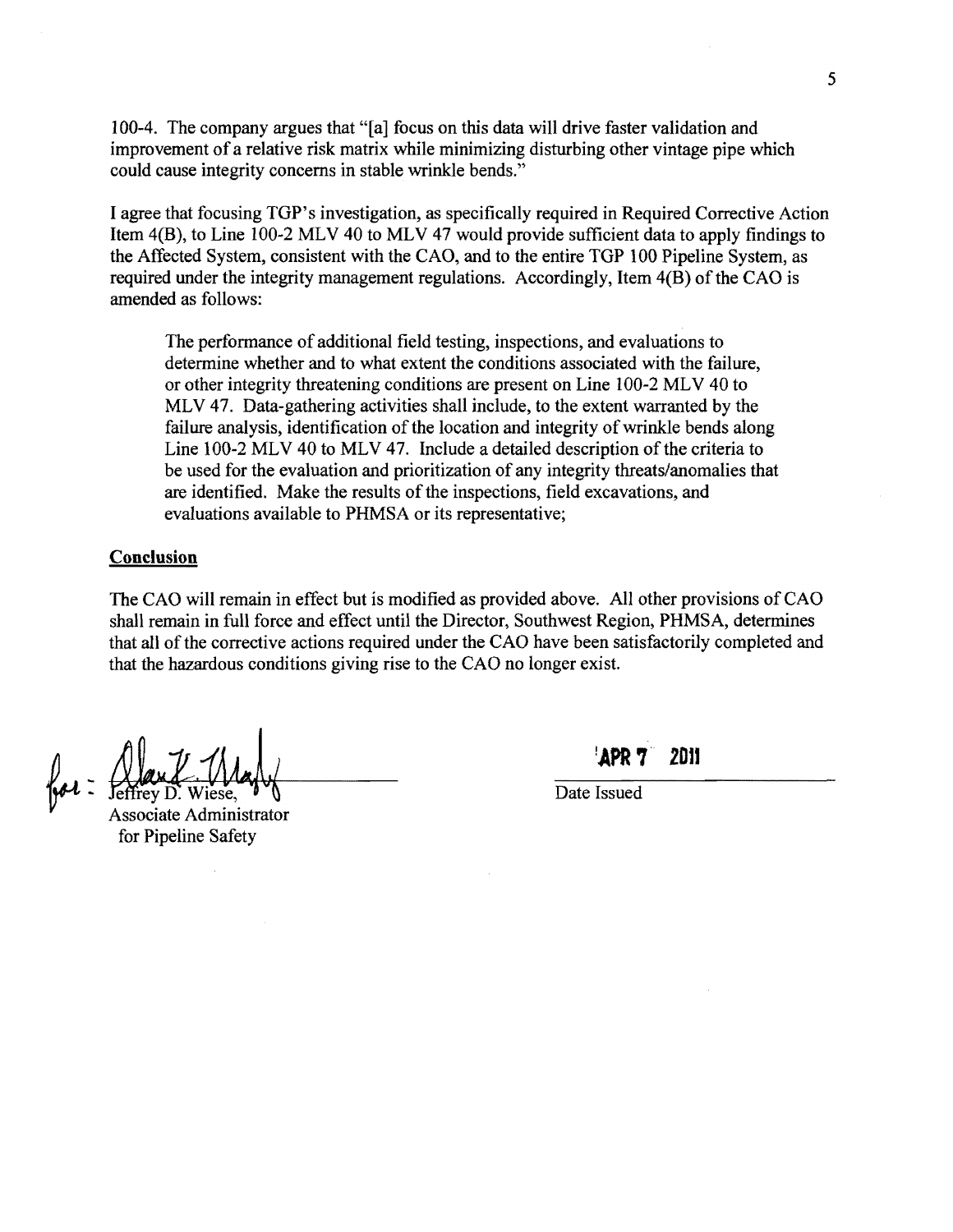100-4. The company argues that "[a] focus on this data will drive faster validation and improvement of a relative risk matrix while minimizing disturbing other vintage pipe which could cause integrity concerns in stable wrinkle bends."

I agree that focusing TGP's investigation, as specifically required in Required Corrective Action Item 4(B), to Line 100-2 MLV 40 to MLV 47 would provide sufficient data to apply findings to the Affected System, consistent with the CAO, and to the entire TGP 100 Pipeline System, as required under the integrity management regulations. Accordingly, Item 4(B) of the CAO is amended as follows:

> The performance of additional field testing, inspections, and evaluations to determine whether and to what extent the conditions associated with the failure, or other integrity threatening conditions are present on Line 100-2 MLV 40 to MLV 47. Data-gathering activities shall include, to the extent warranted by the failure analysis, identification of the location and integrity of wrinkle bends along Line 100-2 MLV 40 to MLV 47. Include a detailed description of the criteria to be used for the evaluation and prioritization of any integrity threats/anomalies that are identified. Make the results of the inspections, field excavations, and evaluations available to PHMSA or its representative;

**Conclusion**

The CAO will remain in effect but is modified as provided above. All other provisions of CAO shall remain in full force and effect until the Director, Southwest Region, PHMSA, determines that all of the corrective actions required under the CAO have been satisfactorily completed and that the hazardous conditions giving rise to the CAO no longer exist.

for: Jeffrey D. Wiese,
Associate Administrator
for Pipeline Safety

APR 7 2011
Date Issued